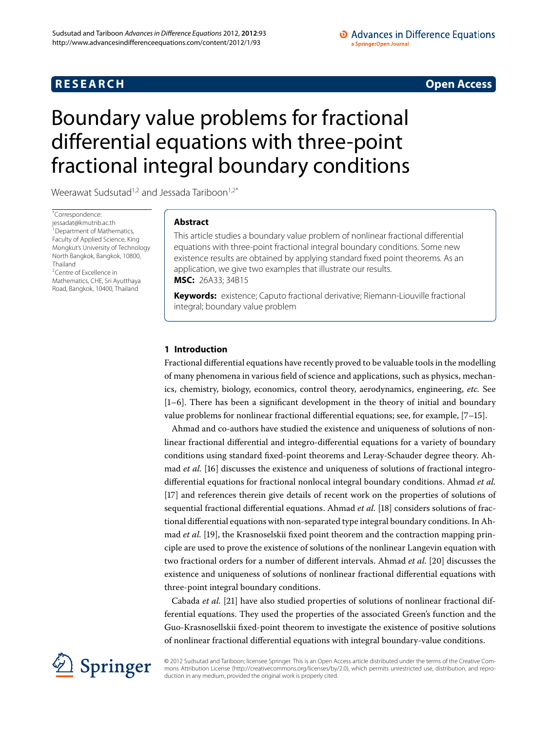**RESEARCH** **Open Access**

# Boundary value problems for fractional differential equations with three-point fractional integral boundary conditions

Weerawat Sudsutad[1,2] and Jessada Tariboon[1,2*]

*Correspondence: jessadat@kmutnb.ac.th
[1]Department of Mathematics, Faculty of Applied Science, King Mongkut's University of Technology North Bangkok, Bangkok, 10800, Thailand
[2]Centre of Excellence in Mathematics, CHE, Sri Ayutthaya Road, Bangkok, 10400, Thailand

### Abstract

This article studies a boundary value problem of nonlinear fractional differential equations with three-point fractional integral boundary conditions. Some new existence results are obtained by applying standard fixed point theorems. As an application, we give two examples that illustrate our results.

**MSC:** 26A33; 34B15

**Keywords:** existence; Caputo fractional derivative; Riemann-Liouville fractional integral; boundary value problem

## 1 Introduction

Fractional differential equations have recently proved to be valuable tools in the modelling of many phenomena in various field of science and applications, such as physics, mechanics, chemistry, biology, economics, control theory, aerodynamics, engineering, *etc.* See [1–6]. There has been a significant development in the theory of initial and boundary value problems for nonlinear fractional differential equations; see, for example, [7–15].

Ahmad and co-authors have studied the existence and uniqueness of solutions of nonlinear fractional differential and integro-differential equations for a variety of boundary conditions using standard fixed-point theorems and Leray-Schauder degree theory. Ahmad *et al.* [16] discusses the existence and uniqueness of solutions of fractional integro-differential equations for fractional nonlocal integral boundary conditions. Ahmad *et al.* [17] and references therein give details of recent work on the properties of solutions of sequential fractional differential equations. Ahmad *et al.* [18] considers solutions of fractional differential equations with non-separated type integral boundary conditions. In Ahmad *et al.* [19], the Krasnoselskii fixed point theorem and the contraction mapping principle are used to prove the existence of solutions of the nonlinear Langevin equation with two fractional orders for a number of different intervals. Ahmad *et al.* [20] discusses the existence and uniqueness of solutions of nonlinear fractional differential equations with three-point integral boundary conditions.

Cabada *et al.* [21] have also studied properties of solutions of nonlinear fractional differential equations. They used the properties of the associated Green's function and the Guo-Krasnosellskii fixed-point theorem to investigate the existence of positive solutions of nonlinear fractional differential equations with integral boundary-value conditions.

© 2012 Sudsutad and Tariboon; licensee Springer. This is an Open Access article distributed under the terms of the Creative Commons Attribution License (http://creativecommons.org/licenses/by/2.0), which permits unrestricted use, distribution, and reproduction in any medium, provided the original work is properly cited.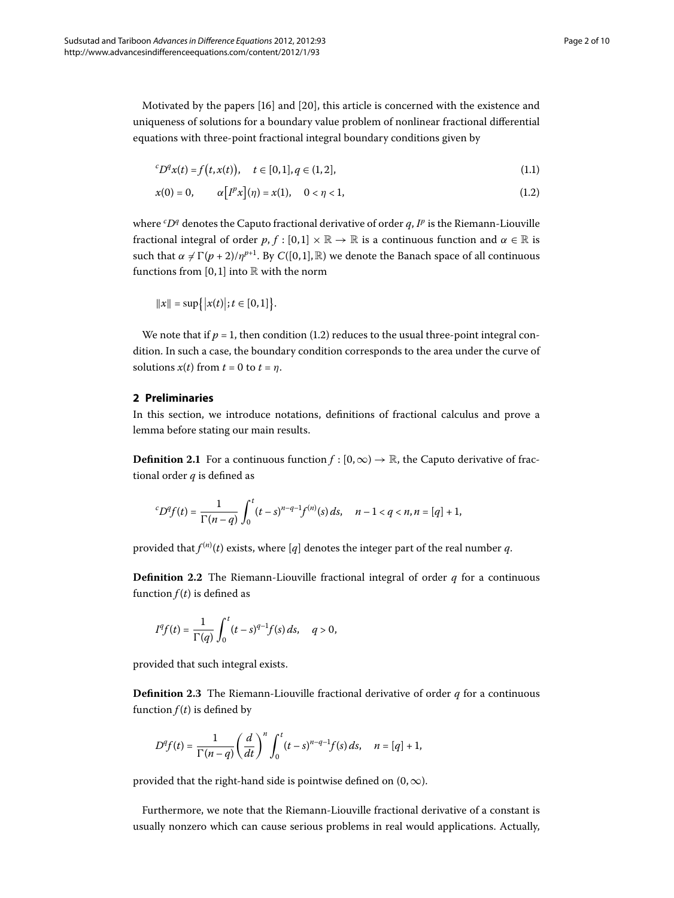Motivated by the papers [16] and [20], this article is concerned with the existence and uniqueness of solutions for a boundary value problem of nonlinear fractional differential equations with three-point fractional integral boundary conditions given by

$$^{c}D^{q}x(t) = f\big(t, x(t)\big), \quad t \in [0,1], q \in (1,2], \tag{1.1}$$

$$x(0) = 0, \qquad \alpha\big[I^{p}x\big](\eta) = x(1), \quad 0 < \eta < 1, \tag{1.2}$$

where $^{c}D^{q}$ denotes the Caputo fractional derivative of order $q$, $I^{p}$ is the Riemann-Liouville fractional integral of order $p$, $f : [0,1] \times \mathbb{R} \to \mathbb{R}$ is a continuous function and $\alpha \in \mathbb{R}$ is such that $\alpha \neq \Gamma(p+2)/\eta^{p+1}$. By $C([0,1],\mathbb{R})$ we denote the Banach space of all continuous functions from $[0,1]$ into $\mathbb{R}$ with the norm

$$\|x\| = \sup\big\{\big|x(t)\big|; t \in [0,1]\big\}.$$

We note that if $p = 1$, then condition (1.2) reduces to the usual three-point integral condition. In such a case, the boundary condition corresponds to the area under the curve of solutions $x(t)$ from $t = 0$ to $t = \eta$.

## 2 Preliminaries

In this section, we introduce notations, definitions of fractional calculus and prove a lemma before stating our main results.

**Definition 2.1** For a continuous function $f : [0,\infty) \to \mathbb{R}$, the Caputo derivative of fractional order $q$ is defined as

$$^{c}D^{q}f(t) = \frac{1}{\Gamma(n-q)}\int_{0}^{t}(t-s)^{n-q-1}f^{(n)}(s)\,ds, \quad n-1 < q < n, n = [q]+1,$$

provided that $f^{(n)}(t)$ exists, where $[q]$ denotes the integer part of the real number $q$.

**Definition 2.2** The Riemann-Liouville fractional integral of order $q$ for a continuous function $f(t)$ is defined as

$$I^{q}f(t) = \frac{1}{\Gamma(q)}\int_{0}^{t}(t-s)^{q-1}f(s)\,ds, \quad q > 0,$$

provided that such integral exists.

**Definition 2.3** The Riemann-Liouville fractional derivative of order $q$ for a continuous function $f(t)$ is defined by

$$D^{q}f(t) = \frac{1}{\Gamma(n-q)}\left(\frac{d}{dt}\right)^{n}\int_{0}^{t}(t-s)^{n-q-1}f(s)\,ds, \quad n = [q]+1,$$

provided that the right-hand side is pointwise defined on $(0,\infty)$.

Furthermore, we note that the Riemann-Liouville fractional derivative of a constant is usually nonzero which can cause serious problems in real would applications. Actually,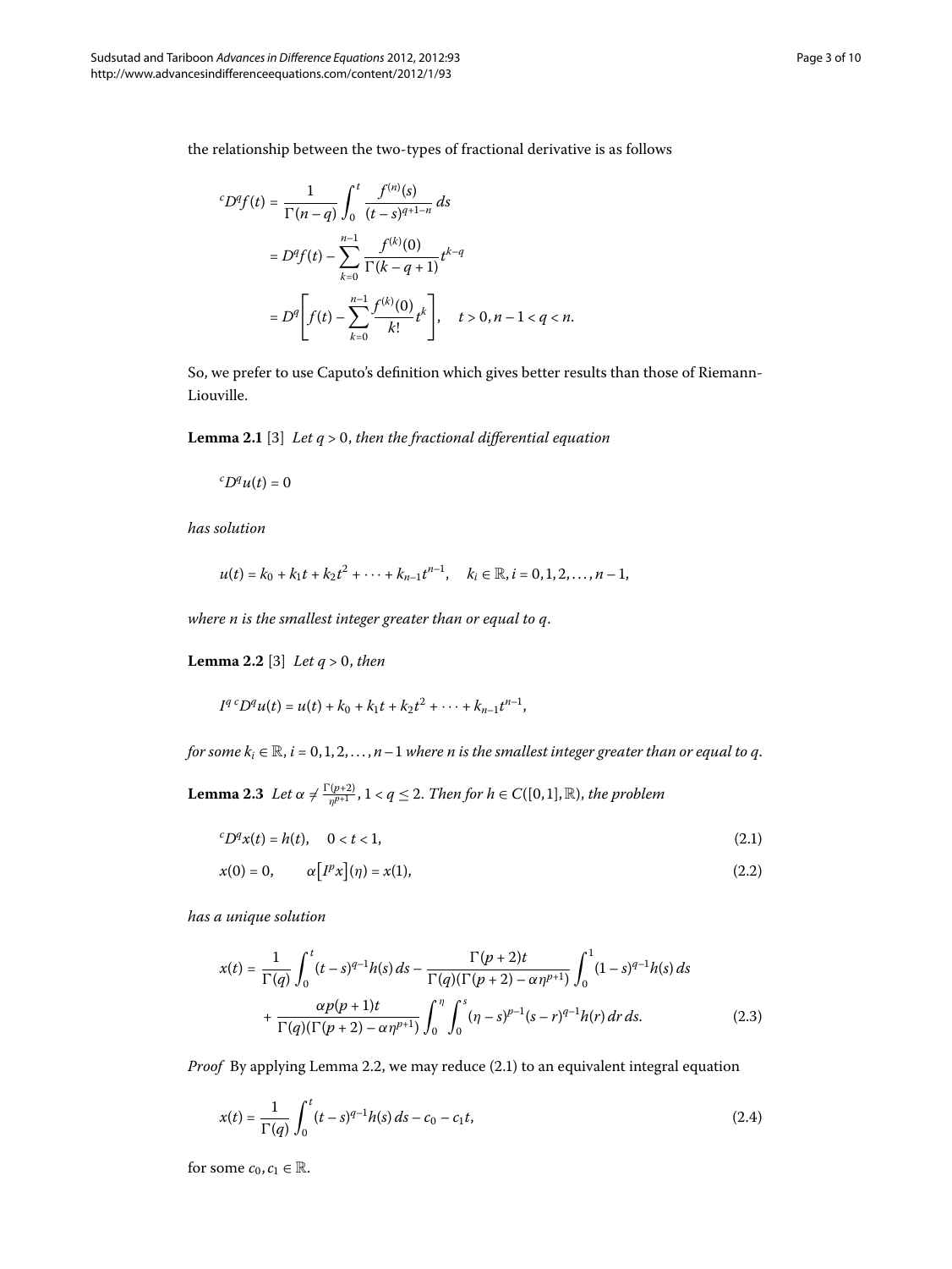the relationship between the two-types of fractional derivative is as follows

$$
\begin{aligned}
{}^cD^q f(t) &= \frac{1}{\Gamma(n-q)} \int_0^t \frac{f^{(n)}(s)}{(t-s)^{q+1-n}}\, ds \\
&= D^q f(t) - \sum_{k=0}^{n-1} \frac{f^{(k)}(0)}{\Gamma(k-q+1)} t^{k-q} \\
&= D^q \left[ f(t) - \sum_{k=0}^{n-1} \frac{f^{(k)}(0)}{k!} t^k \right], \quad t > 0, n-1 < q < n.
\end{aligned}
$$

So, we prefer to use Caputo's definition which gives better results than those of Riemann-Liouville.

**Lemma 2.1** [3] *Let $q > 0$, then the fractional differential equation*

$$
{}^cD^q u(t) = 0
$$

*has solution*

$$
u(t) = k_0 + k_1 t + k_2 t^2 + \cdots + k_{n-1} t^{n-1}, \quad k_i \in \mathbb{R}, i = 0, 1, 2, \ldots, n-1,
$$

*where $n$ is the smallest integer greater than or equal to $q$.*

**Lemma 2.2** [3] *Let $q > 0$, then*

$$
I^q\, {}^cD^q u(t) = u(t) + k_0 + k_1 t + k_2 t^2 + \cdots + k_{n-1} t^{n-1},
$$

*for some $k_i \in \mathbb{R}$, $i = 0, 1, 2, \ldots, n-1$ where $n$ is the smallest integer greater than or equal to $q$.*

**Lemma 2.3** *Let $\alpha \neq \frac{\Gamma(p+2)}{\eta^{p+1}}$, $1 < q \leq 2$. Then for $h \in C([0,1], \mathbb{R})$, the problem*

$$
{}^cD^q x(t) = h(t), \quad 0 < t < 1, \tag{2.1}
$$

$$
x(0) = 0, \qquad \alpha\big[I^p x\big](\eta) = x(1), \tag{2.2}
$$

*has a unique solution*

$$
\begin{aligned}
x(t) &= \frac{1}{\Gamma(q)} \int_0^t (t-s)^{q-1} h(s)\, ds - \frac{\Gamma(p+2)t}{\Gamma(q)(\Gamma(p+2) - \alpha\eta^{p+1})} \int_0^1 (1-s)^{q-1} h(s)\, ds \\
&\quad + \frac{\alpha p(p+1)t}{\Gamma(q)(\Gamma(p+2) - \alpha\eta^{p+1})} \int_0^\eta \int_0^s (\eta-s)^{p-1}(s-r)^{q-1} h(r)\, dr\, ds.
\end{aligned} \tag{2.3}
$$

*Proof* By applying Lemma 2.2, we may reduce (2.1) to an equivalent integral equation

$$
x(t) = \frac{1}{\Gamma(q)} \int_0^t (t-s)^{q-1} h(s)\, ds - c_0 - c_1 t, \tag{2.4}
$$

for some $c_0, c_1 \in \mathbb{R}$.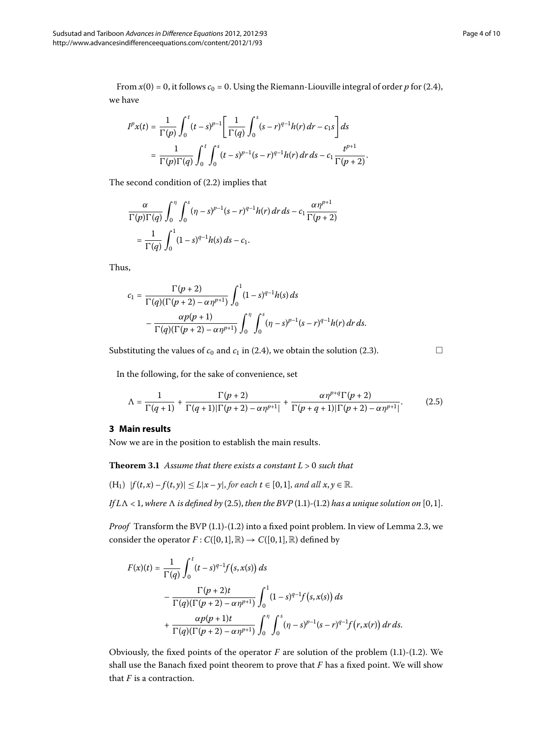From $x(0) = 0$, it follows $c_0 = 0$. Using the Riemann-Liouville integral of order $p$ for (2.4), we have

$$I^p x(t) = \frac{1}{\Gamma(p)} \int_0^t (t-s)^{p-1} \left[ \frac{1}{\Gamma(q)} \int_0^s (s-r)^{q-1} h(r)\,dr - c_1 s \right] ds$$
$$= \frac{1}{\Gamma(p)\Gamma(q)} \int_0^t \int_0^s (t-s)^{p-1}(s-r)^{q-1} h(r)\,dr\,ds - c_1 \frac{t^{p+1}}{\Gamma(p+2)}.$$

The second condition of (2.2) implies that

$$\frac{\alpha}{\Gamma(p)\Gamma(q)} \int_0^\eta \int_0^s (\eta-s)^{p-1}(s-r)^{q-1} h(r)\,dr\,ds - c_1 \frac{\alpha \eta^{p+1}}{\Gamma(p+2)}$$
$$= \frac{1}{\Gamma(q)} \int_0^1 (1-s)^{q-1} h(s)\,ds - c_1.$$

Thus,

$$c_1 = \frac{\Gamma(p+2)}{\Gamma(q)(\Gamma(p+2) - \alpha\eta^{p+1})} \int_0^1 (1-s)^{q-1} h(s)\,ds$$
$$- \frac{\alpha p(p+1)}{\Gamma(q)(\Gamma(p+2) - \alpha\eta^{p+1})} \int_0^\eta \int_0^s (\eta-s)^{p-1}(s-r)^{q-1} h(r)\,dr\,ds.$$

Substituting the values of $c_0$ and $c_1$ in (2.4), we obtain the solution (2.3). □

In the following, for the sake of convenience, set

$$\Lambda = \frac{1}{\Gamma(q+1)} + \frac{\Gamma(p+2)}{\Gamma(q+1)|\Gamma(p+2) - \alpha\eta^{p+1}|} + \frac{\alpha \eta^{p+q}\Gamma(p+2)}{\Gamma(p+q+1)|\Gamma(p+2) - \alpha\eta^{p+1}|}. \tag{2.5}$$

## 3 Main results

Now we are in the position to establish the main results.

**Theorem 3.1** *Assume that there exists a constant $L > 0$ such that*

($H_1$) $|f(t,x) - f(t,y)| \le L|x-y|$, *for each $t \in [0,1]$, and all $x, y \in \mathbb{R}$.*

*If $L\Lambda < 1$, where $\Lambda$ is defined by (2.5), then the BVP (1.1)-(1.2) has a unique solution on $[0,1]$.*

*Proof* Transform the BVP (1.1)-(1.2) into a fixed point problem. In view of Lemma 2.3, we consider the operator $F : C([0,1],\mathbb{R}) \to C([0,1],\mathbb{R})$ defined by

$$F(x)(t) = \frac{1}{\Gamma(q)} \int_0^t (t-s)^{q-1} f(s,x(s))\,ds$$
$$- \frac{\Gamma(p+2)t}{\Gamma(q)(\Gamma(p+2) - \alpha\eta^{p+1})} \int_0^1 (1-s)^{q-1} f(s,x(s))\,ds$$
$$+ \frac{\alpha p(p+1)t}{\Gamma(q)(\Gamma(p+2) - \alpha\eta^{p+1})} \int_0^\eta \int_0^s (\eta-s)^{p-1}(s-r)^{q-1} f(r,x(r))\,dr\,ds.$$

Obviously, the fixed points of the operator $F$ are solution of the problem (1.1)-(1.2). We shall use the Banach fixed point theorem to prove that $F$ has a fixed point. We will show that $F$ is a contraction.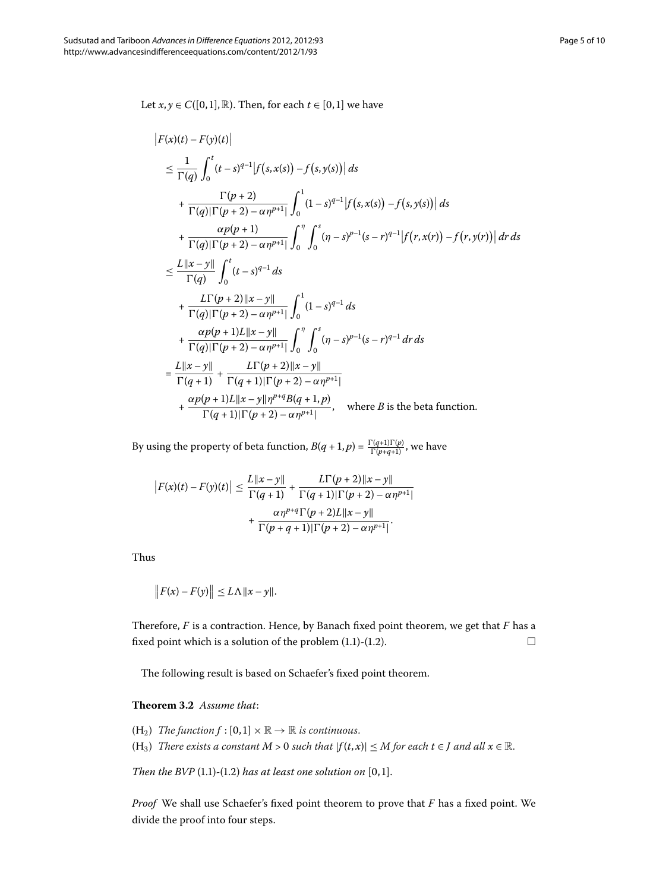Let $x, y \in C([0,1], \mathbb{R})$. Then, for each $t \in [0,1]$ we have

$$
\begin{aligned}
&\big|F(x)(t) - F(y)(t)\big| \\
&\leq \frac{1}{\Gamma(q)} \int_0^t (t-s)^{q-1} \big|f\big(s, x(s)\big) - f\big(s, y(s)\big)\big| \, ds \\
&\quad + \frac{\Gamma(p+2)}{\Gamma(q)|\Gamma(p+2) - \alpha\eta^{p+1}|} \int_0^1 (1-s)^{q-1} \big|f\big(s, x(s)\big) - f\big(s, y(s)\big)\big| \, ds \\
&\quad + \frac{\alpha p(p+1)}{\Gamma(q)|\Gamma(p+2) - \alpha\eta^{p+1}|} \int_0^\eta \int_0^s (\eta - s)^{p-1} (s-r)^{q-1} \big|f\big(r, x(r)\big) - f\big(r, y(r)\big)\big| \, dr \, ds \\
&\leq \frac{L\|x-y\|}{\Gamma(q)} \int_0^t (t-s)^{q-1} \, ds \\
&\quad + \frac{L\Gamma(p+2)\|x-y\|}{\Gamma(q)|\Gamma(p+2) - \alpha\eta^{p+1}|} \int_0^1 (1-s)^{q-1} \, ds \\
&\quad + \frac{\alpha p(p+1)L\|x-y\|}{\Gamma(q)|\Gamma(p+2) - \alpha\eta^{p+1}|} \int_0^\eta \int_0^s (\eta - s)^{p-1}(s-r)^{q-1} \, dr \, ds \\
&= \frac{L\|x-y\|}{\Gamma(q+1)} + \frac{L\Gamma(p+2)\|x-y\|}{\Gamma(q+1)|\Gamma(p+2) - \alpha\eta^{p+1}|} \\
&\quad + \frac{\alpha p(p+1)L\|x-y\|\eta^{p+q}B(q+1,p)}{\Gamma(q+1)|\Gamma(p+2) - \alpha\eta^{p+1}|}, \quad \text{where } B \text{ is the beta function.}
\end{aligned}
$$

By using the property of beta function, $B(q+1,p) = \frac{\Gamma(q+1)\Gamma(p)}{\Gamma(p+q+1)}$, we have

$$
\begin{aligned}
\big|F(x)(t) - F(y)(t)\big| &\leq \frac{L\|x-y\|}{\Gamma(q+1)} + \frac{L\Gamma(p+2)\|x-y\|}{\Gamma(q+1)|\Gamma(p+2) - \alpha\eta^{p+1}|} \\
&\quad + \frac{\alpha\eta^{p+q}\Gamma(p+2)L\|x-y\|}{\Gamma(p+q+1)|\Gamma(p+2) - \alpha\eta^{p+1}|}.
\end{aligned}
$$

Thus

$$
\big\|F(x) - F(y)\big\| \leq L\Lambda\|x-y\|.
$$

Therefore, $F$ is a contraction. Hence, by Banach fixed point theorem, we get that $F$ has a fixed point which is a solution of the problem (1.1)-(1.2). □

The following result is based on Schaefer's fixed point theorem.

**Theorem 3.2** *Assume that*:

($H_2$) *The function* $f : [0,1] \times \mathbb{R} \to \mathbb{R}$ *is continuous.*

($H_3$) *There exists a constant* $M > 0$ *such that* $|f(t,x)| \leq M$ *for each* $t \in J$ *and all* $x \in \mathbb{R}$.

*Then the BVP* (1.1)-(1.2) *has at least one solution on* $[0,1]$.

*Proof* We shall use Schaefer's fixed point theorem to prove that $F$ has a fixed point. We divide the proof into four steps.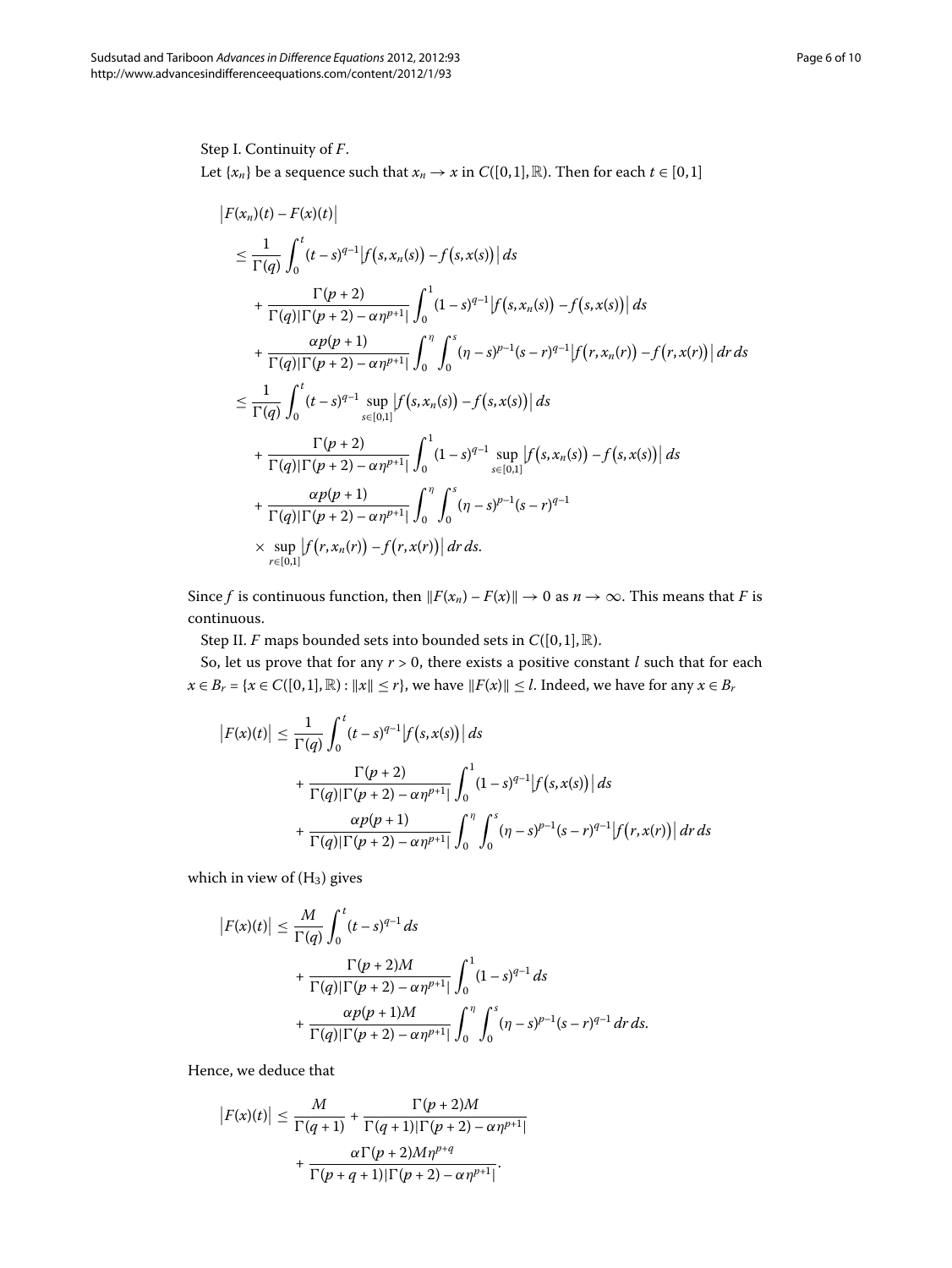Step I. Continuity of $F$.

Let $\{x_n\}$ be a sequence such that $x_n \to x$ in $C([0,1],\mathbb{R})$. Then for each $t \in [0,1]$

$$
\begin{aligned}
&\bigl|F(x_n)(t) - F(x)(t)\bigr| \\
&\quad \le \frac{1}{\Gamma(q)} \int_0^t (t-s)^{q-1} \bigl|f\bigl(s, x_n(s)\bigr) - f\bigl(s, x(s)\bigr)\bigr|\, ds \\
&\qquad + \frac{\Gamma(p+2)}{\Gamma(q)|\Gamma(p+2) - \alpha\eta^{p+1}|} \int_0^1 (1-s)^{q-1} \bigl|f\bigl(s, x_n(s)\bigr) - f\bigl(s, x(s)\bigr)\bigr|\, ds \\
&\qquad + \frac{\alpha p(p+1)}{\Gamma(q)|\Gamma(p+2) - \alpha\eta^{p+1}|} \int_0^\eta \int_0^s (\eta - s)^{p-1}(s-r)^{q-1} \bigl|f\bigl(r, x_n(r)\bigr) - f\bigl(r, x(r)\bigr)\bigr|\, dr\, ds \\
&\quad \le \frac{1}{\Gamma(q)} \int_0^t (t-s)^{q-1} \sup_{s\in[0,1]} \bigl|f\bigl(s, x_n(s)\bigr) - f\bigl(s, x(s)\bigr)\bigr|\, ds \\
&\qquad + \frac{\Gamma(p+2)}{\Gamma(q)|\Gamma(p+2) - \alpha\eta^{p+1}|} \int_0^1 (1-s)^{q-1} \sup_{s\in[0,1]} \bigl|f\bigl(s, x_n(s)\bigr) - f\bigl(s, x(s)\bigr)\bigr|\, ds \\
&\qquad + \frac{\alpha p(p+1)}{\Gamma(q)|\Gamma(p+2) - \alpha\eta^{p+1}|} \int_0^\eta \int_0^s (\eta - s)^{p-1}(s-r)^{q-1} \\
&\qquad \times \sup_{r\in[0,1]} \bigl|f\bigl(r, x_n(r)\bigr) - f\bigl(r, x(r)\bigr)\bigr|\, dr\, ds.
\end{aligned}
$$

Since $f$ is continuous function, then $\|F(x_n) - F(x)\| \to 0$ as $n \to \infty$. This means that $F$ is continuous.

Step II. $F$ maps bounded sets into bounded sets in $C([0,1],\mathbb{R})$.

So, let us prove that for any $r > 0$, there exists a positive constant $l$ such that for each $x \in B_r = \{x \in C([0,1],\mathbb{R}) : \|x\| \le r\}$, we have $\|F(x)\| \le l$. Indeed, we have for any $x \in B_r$

$$
\begin{aligned}
\bigl|F(x)(t)\bigr| &\le \frac{1}{\Gamma(q)} \int_0^t (t-s)^{q-1} \bigl|f\bigl(s, x(s)\bigr)\bigr|\, ds \\
&\quad + \frac{\Gamma(p+2)}{\Gamma(q)|\Gamma(p+2) - \alpha\eta^{p+1}|} \int_0^1 (1-s)^{q-1} \bigl|f\bigl(s, x(s)\bigr)\bigr|\, ds \\
&\quad + \frac{\alpha p(p+1)}{\Gamma(q)|\Gamma(p+2) - \alpha\eta^{p+1}|} \int_0^\eta \int_0^s (\eta - s)^{p-1}(s-r)^{q-1} \bigl|f\bigl(r, x(r)\bigr)\bigr|\, dr\, ds
\end{aligned}
$$

which in view of $(\mathrm{H}_3)$ gives

$$
\begin{aligned}
\bigl|F(x)(t)\bigr| &\le \frac{M}{\Gamma(q)} \int_0^t (t-s)^{q-1}\, ds \\
&\quad + \frac{\Gamma(p+2)M}{\Gamma(q)|\Gamma(p+2) - \alpha\eta^{p+1}|} \int_0^1 (1-s)^{q-1}\, ds \\
&\quad + \frac{\alpha p(p+1)M}{\Gamma(q)|\Gamma(p+2) - \alpha\eta^{p+1}|} \int_0^\eta \int_0^s (\eta - s)^{p-1}(s-r)^{q-1}\, dr\, ds.
\end{aligned}
$$

Hence, we deduce that

$$
\begin{aligned}
\bigl|F(x)(t)\bigr| &\le \frac{M}{\Gamma(q+1)} + \frac{\Gamma(p+2)M}{\Gamma(q+1)|\Gamma(p+2) - \alpha\eta^{p+1}|} \\
&\quad + \frac{\alpha\Gamma(p+2)M\eta^{p+q}}{\Gamma(p+q+1)|\Gamma(p+2) - \alpha\eta^{p+1}|}.
\end{aligned}
$$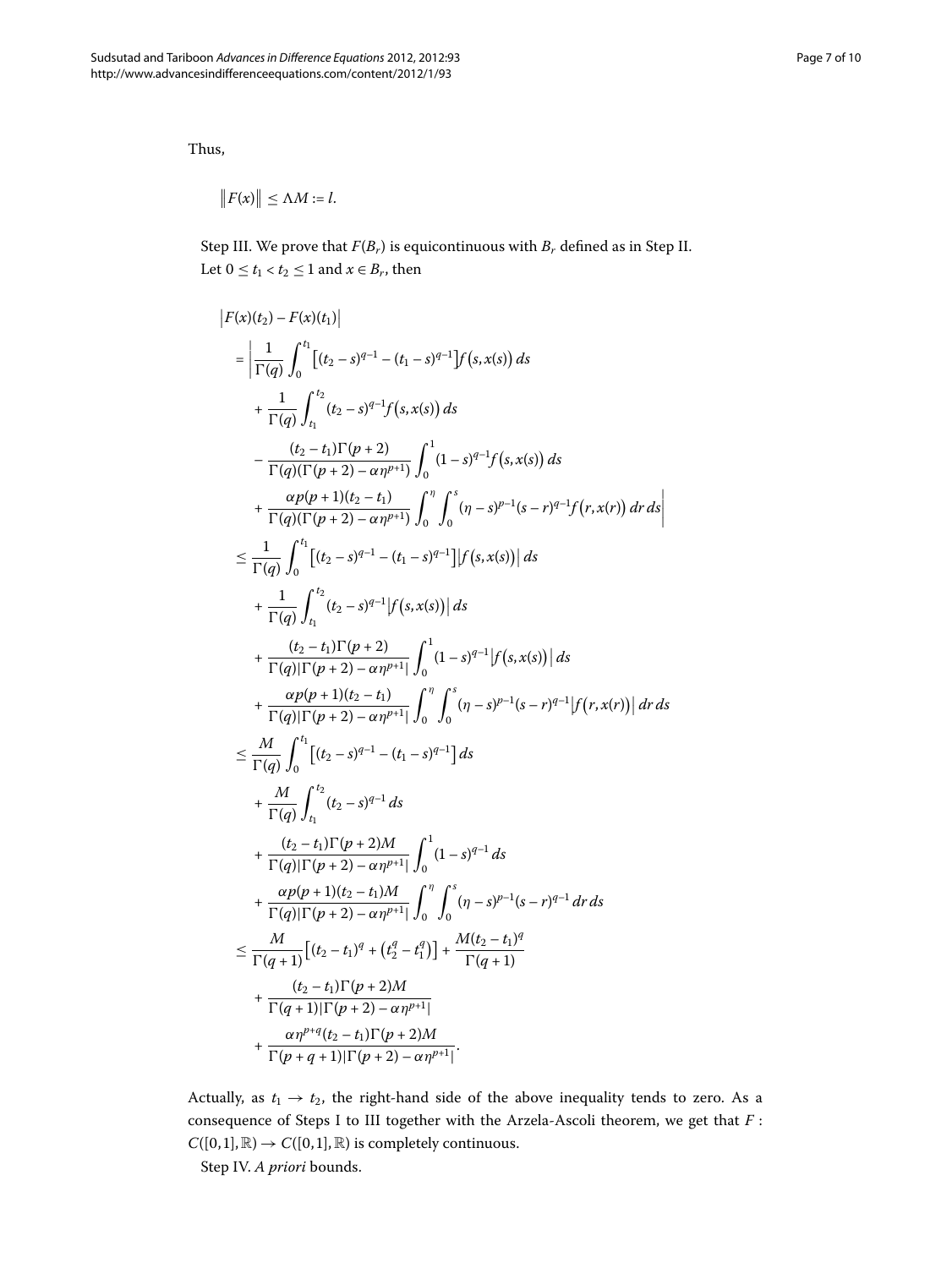Thus,

$$\|F(x)\| \le \Lambda M := l.$$

Step III. We prove that $F(B_r)$ is equicontinuous with $B_r$ defined as in Step II.

Let $0 \le t_1 < t_2 \le 1$ and $x \in B_r$, then

$$\begin{aligned}
&\left|F(x)(t_2) - F(x)(t_1)\right| \\
&= \left| \frac{1}{\Gamma(q)} \int_0^{t_1} \left[(t_2 - s)^{q-1} - (t_1 - s)^{q-1}\right] f\big(s, x(s)\big)\, ds \right. \\
&\quad + \frac{1}{\Gamma(q)} \int_{t_1}^{t_2} (t_2 - s)^{q-1} f\big(s, x(s)\big)\, ds \\
&\quad - \frac{(t_2 - t_1)\Gamma(p+2)}{\Gamma(q)(\Gamma(p+2) - \alpha\eta^{p+1})} \int_0^1 (1-s)^{q-1} f\big(s, x(s)\big)\, ds \\
&\quad \left. + \frac{\alpha p(p+1)(t_2 - t_1)}{\Gamma(q)(\Gamma(p+2) - \alpha\eta^{p+1})} \int_0^\eta \int_0^s (\eta - s)^{p-1}(s - r)^{q-1} f\big(r, x(r)\big)\, dr\, ds \right| \\
&\le \frac{1}{\Gamma(q)} \int_0^{t_1} \left[(t_2 - s)^{q-1} - (t_1 - s)^{q-1}\right] \left|f\big(s, x(s)\big)\right| ds \\
&\quad + \frac{1}{\Gamma(q)} \int_{t_1}^{t_2} (t_2 - s)^{q-1} \left|f\big(s, x(s)\big)\right| ds \\
&\quad + \frac{(t_2 - t_1)\Gamma(p+2)}{\Gamma(q)|\Gamma(p+2) - \alpha\eta^{p+1}|} \int_0^1 (1-s)^{q-1} \left|f\big(s, x(s)\big)\right| ds \\
&\quad + \frac{\alpha p(p+1)(t_2 - t_1)}{\Gamma(q)|\Gamma(p+2) - \alpha\eta^{p+1}|} \int_0^\eta \int_0^s (\eta - s)^{p-1}(s - r)^{q-1} \left|f\big(r, x(r)\big)\right| dr\, ds \\
&\le \frac{M}{\Gamma(q)} \int_0^{t_1} \left[(t_2 - s)^{q-1} - (t_1 - s)^{q-1}\right] ds \\
&\quad + \frac{M}{\Gamma(q)} \int_{t_1}^{t_2} (t_2 - s)^{q-1}\, ds \\
&\quad + \frac{(t_2 - t_1)\Gamma(p+2)M}{\Gamma(q)|\Gamma(p+2) - \alpha\eta^{p+1}|} \int_0^1 (1-s)^{q-1}\, ds \\
&\quad + \frac{\alpha p(p+1)(t_2 - t_1)M}{\Gamma(q)|\Gamma(p+2) - \alpha\eta^{p+1}|} \int_0^\eta \int_0^s (\eta - s)^{p-1}(s - r)^{q-1}\, dr\, ds \\
&\le \frac{M}{\Gamma(q+1)} \left[(t_2 - t_1)^q + \left(t_2^q - t_1^q\right)\right] + \frac{M(t_2 - t_1)^q}{\Gamma(q+1)} \\
&\quad + \frac{(t_2 - t_1)\Gamma(p+2)M}{\Gamma(q+1)|\Gamma(p+2) - \alpha\eta^{p+1}|} \\
&\quad + \frac{\alpha\eta^{p+q}(t_2 - t_1)\Gamma(p+2)M}{\Gamma(p+q+1)|\Gamma(p+2) - \alpha\eta^{p+1}|}.
\end{aligned}$$

Actually, as $t_1 \to t_2$, the right-hand side of the above inequality tends to zero. As a consequence of Steps I to III together with the Arzela-Ascoli theorem, we get that $F : C([0,1], \mathbb{R}) \to C([0,1], \mathbb{R})$ is completely continuous.

Step IV. *A priori* bounds.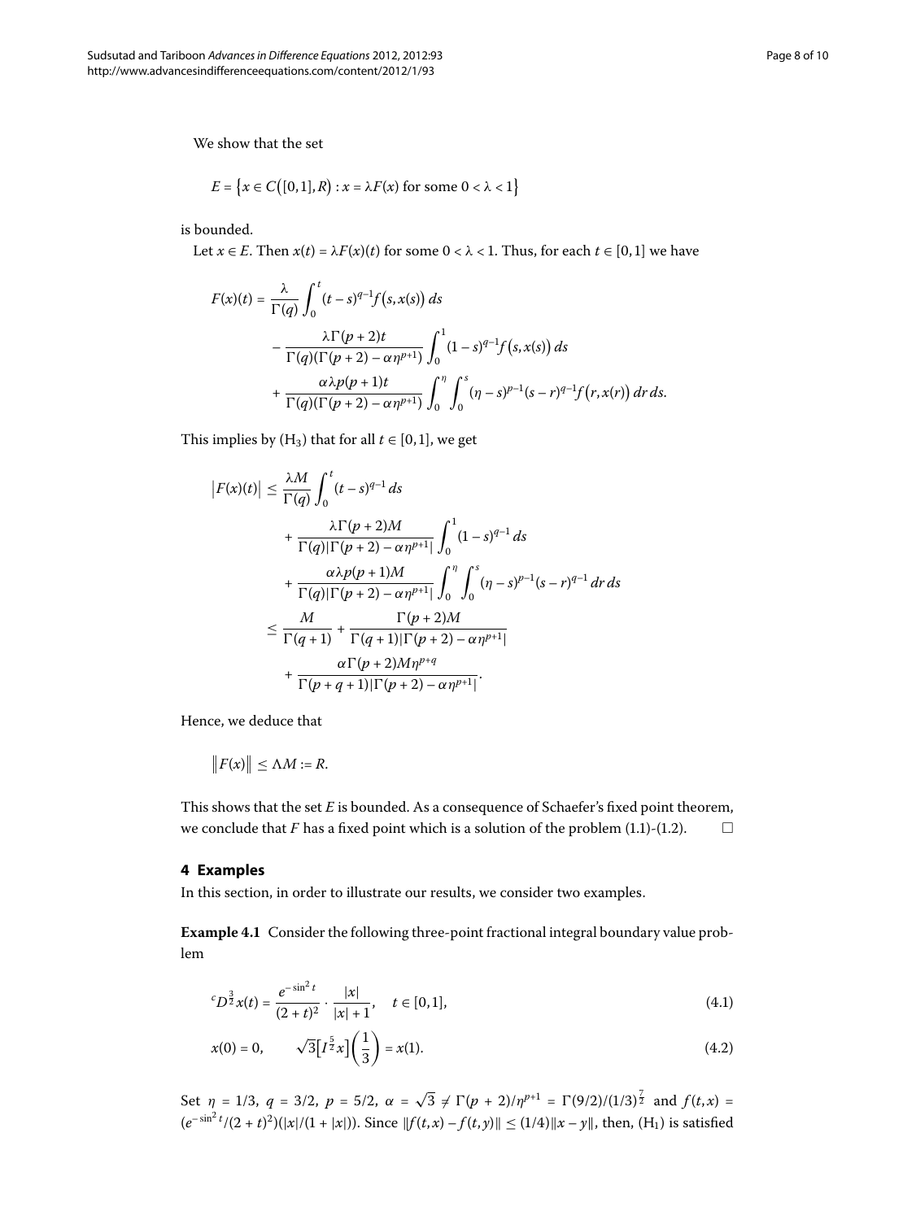We show that the set

$$E = \{x \in C([0,1], R) : x = \lambda F(x) \text{ for some } 0 < \lambda < 1\}$$

is bounded.

Let $x \in E$. Then $x(t) = \lambda F(x)(t)$ for some $0 < \lambda < 1$. Thus, for each $t \in [0,1]$ we have

$$\begin{aligned} F(x)(t) = {} & \frac{\lambda}{\Gamma(q)} \int_0^t (t-s)^{q-1} f(s, x(s))\, ds \\ & - \frac{\lambda \Gamma(p+2) t}{\Gamma(q)(\Gamma(p+2) - \alpha \eta^{p+1})} \int_0^1 (1-s)^{q-1} f(s, x(s))\, ds \\ & + \frac{\alpha \lambda p(p+1) t}{\Gamma(q)(\Gamma(p+2) - \alpha \eta^{p+1})} \int_0^\eta \int_0^s (\eta - s)^{p-1} (s-r)^{q-1} f(r, x(r))\, dr\, ds. \end{aligned}$$

This implies by $(H_3)$ that for all $t \in [0,1]$, we get

$$\begin{aligned} |F(x)(t)| \leq {} & \frac{\lambda M}{\Gamma(q)} \int_0^t (t-s)^{q-1}\, ds \\ & + \frac{\lambda \Gamma(p+2) M}{\Gamma(q)|\Gamma(p+2) - \alpha \eta^{p+1}|} \int_0^1 (1-s)^{q-1}\, ds \\ & + \frac{\alpha \lambda p(p+1) M}{\Gamma(q)|\Gamma(p+2) - \alpha \eta^{p+1}|} \int_0^\eta \int_0^s (\eta - s)^{p-1} (s-r)^{q-1}\, dr\, ds \\ \leq {} & \frac{M}{\Gamma(q+1)} + \frac{\Gamma(p+2) M}{\Gamma(q+1)|\Gamma(p+2) - \alpha \eta^{p+1}|} \\ & + \frac{\alpha \Gamma(p+2) M \eta^{p+q}}{\Gamma(p+q+1)|\Gamma(p+2) - \alpha \eta^{p+1}|}. \end{aligned}$$

Hence, we deduce that

$$\|F(x)\| \leq \Lambda M := R.$$

This shows that the set $E$ is bounded. As a consequence of Schaefer's fixed point theorem, we conclude that $F$ has a fixed point which is a solution of the problem (1.1)-(1.2). □

## 4 Examples

In this section, in order to illustrate our results, we consider two examples.

**Example 4.1** Consider the following three-point fractional integral boundary value problem

$$^cD^{\frac{3}{2}} x(t) = \frac{e^{-\sin^2 t}}{(2+t)^2} \cdot \frac{|x|}{|x|+1}, \quad t \in [0,1], \tag{4.1}$$

$$x(0) = 0, \qquad \sqrt{3}\big[I^{\frac{5}{2}} x\big]\left(\frac{1}{3}\right) = x(1). \tag{4.2}$$

Set $\eta = 1/3$, $q = 3/2$, $p = 5/2$, $\alpha = \sqrt{3} \neq \Gamma(p+2)/\eta^{p+1} = \Gamma(9/2)/(1/3)^{\frac{7}{2}}$ and $f(t,x) = (e^{-\sin^2 t}/(2+t)^2)(|x|/(1+|x|))$. Since $\|f(t,x) - f(t,y)\| \leq (1/4)\|x - y\|$, then, $(H_1)$ is satisfied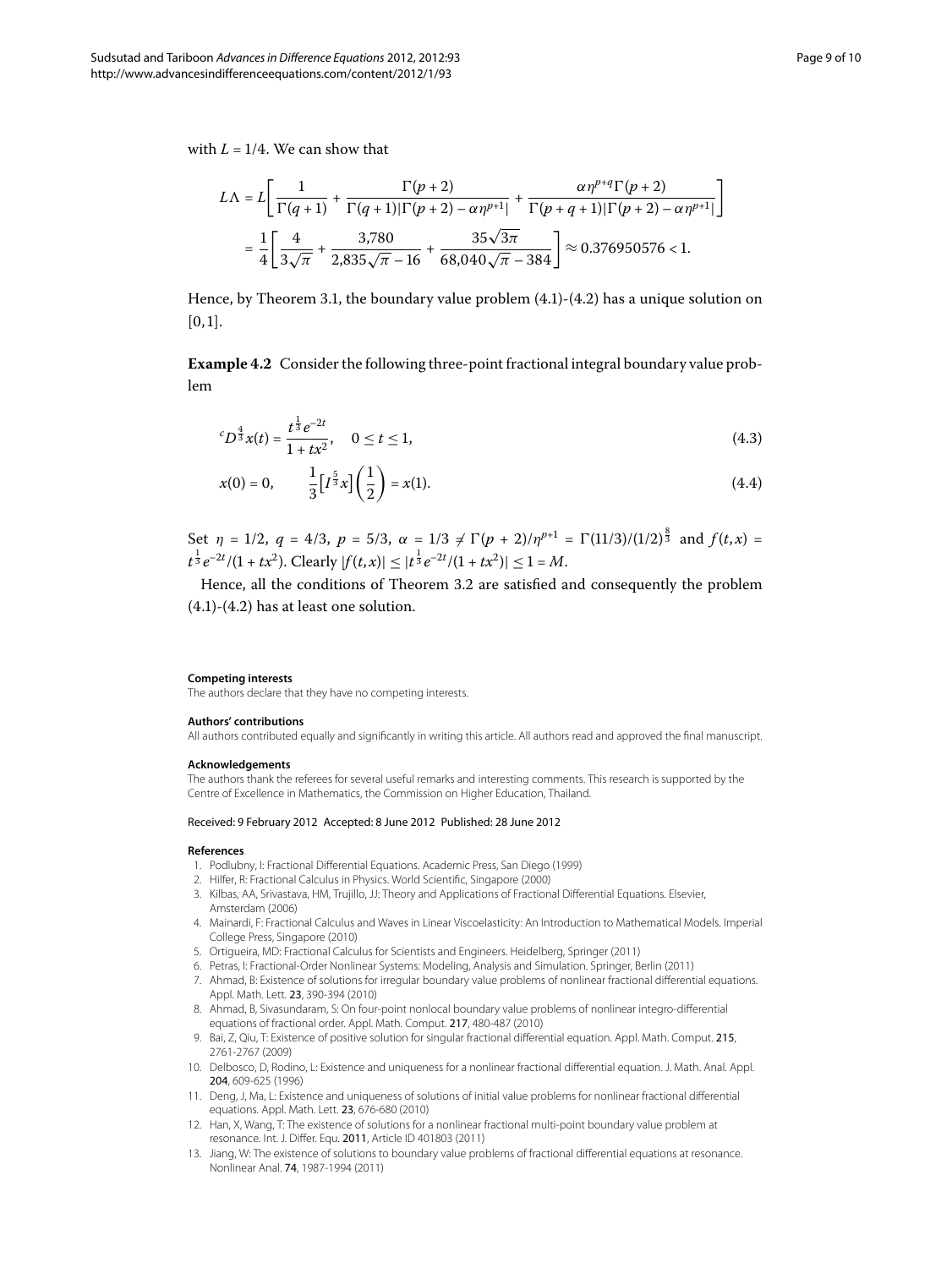with $L = 1/4$. We can show that

$$L\Lambda = L\left[\frac{1}{\Gamma(q+1)} + \frac{\Gamma(p+2)}{\Gamma(q+1)|\Gamma(p+2) - \alpha\eta^{p+1}|} + \frac{\alpha\eta^{p+q}\Gamma(p+2)}{\Gamma(p+q+1)|\Gamma(p+2) - \alpha\eta^{p+1}|}\right]$$
$$= \frac{1}{4}\left[\frac{4}{3\sqrt{\pi}} + \frac{3{,}780}{2{,}835\sqrt{\pi} - 16} + \frac{35\sqrt{3\pi}}{68{,}040\sqrt{\pi} - 384}\right] \approx 0.376950576 < 1.$$

Hence, by Theorem 3.1, the boundary value problem (4.1)-(4.2) has a unique solution on $[0,1]$.

**Example 4.2** Consider the following three-point fractional integral boundary value problem

$$^{c}D^{\frac{4}{3}}x(t) = \frac{t^{\frac{1}{3}}e^{-2t}}{1+tx^2}, \quad 0 \le t \le 1, \tag{4.3}$$

$$x(0) = 0, \qquad \frac{1}{3}\left[I^{\frac{5}{3}}x\right]\left(\frac{1}{2}\right) = x(1). \tag{4.4}$$

Set $\eta = 1/2$, $q = 4/3$, $p = 5/3$, $\alpha = 1/3 \neq \Gamma(p+2)/\eta^{p+1} = \Gamma(11/3)/(1/2)^{\frac{8}{3}}$ and $f(t,x) = t^{\frac{1}{3}}e^{-2t}/(1+tx^2)$. Clearly $|f(t,x)| \le |t^{\frac{1}{3}}e^{-2t}/(1+tx^2)| \le 1 = M$.

Hence, all the conditions of Theorem 3.2 are satisfied and consequently the problem (4.1)-(4.2) has at least one solution.

#### Competing interests
The authors declare that they have no competing interests.

#### Authors' contributions
All authors contributed equally and significantly in writing this article. All authors read and approved the final manuscript.

#### Acknowledgements
The authors thank the referees for several useful remarks and interesting comments. This research is supported by the Centre of Excellence in Mathematics, the Commission on Higher Education, Thailand.

Received: 9 February 2012 Accepted: 8 June 2012 Published: 28 June 2012

#### References
1. Podlubny, I: Fractional Differential Equations. Academic Press, San Diego (1999)
2. Hilfer, R: Fractional Calculus in Physics. World Scientific, Singapore (2000)
3. Kilbas, AA, Srivastava, HM, Trujillo, JJ: Theory and Applications of Fractional Differential Equations. Elsevier, Amsterdam (2006)
4. Mainardi, F: Fractional Calculus and Waves in Linear Viscoelasticity: An Introduction to Mathematical Models. Imperial College Press, Singapore (2010)
5. Ortigueira, MD: Fractional Calculus for Scientists and Engineers. Heidelberg, Springer (2011)
6. Petras, I: Fractional-Order Nonlinear Systems: Modeling, Analysis and Simulation. Springer, Berlin (2011)
7. Ahmad, B: Existence of solutions for irregular boundary value problems of nonlinear fractional differential equations. Appl. Math. Lett. **23**, 390-394 (2010)
8. Ahmad, B, Sivasundaram, S: On four-point nonlocal boundary value problems of nonlinear integro-differential equations of fractional order. Appl. Math. Comput. **217**, 480-487 (2010)
9. Bai, Z, Qiu, T: Existence of positive solution for singular fractional differential equation. Appl. Math. Comput. **215**, 2761-2767 (2009)
10. Delbosco, D, Rodino, L: Existence and uniqueness for a nonlinear fractional differential equation. J. Math. Anal. Appl. **204**, 609-625 (1996)
11. Deng, J, Ma, L: Existence and uniqueness of solutions of initial value problems for nonlinear fractional differential equations. Appl. Math. Lett. **23**, 676-680 (2010)
12. Han, X, Wang, T: The existence of solutions for a nonlinear fractional multi-point boundary value problem at resonance. Int. J. Differ. Equ. **2011**, Article ID 401803 (2011)
13. Jiang, W: The existence of solutions to boundary value problems of fractional differential equations at resonance. Nonlinear Anal. **74**, 1987-1994 (2011)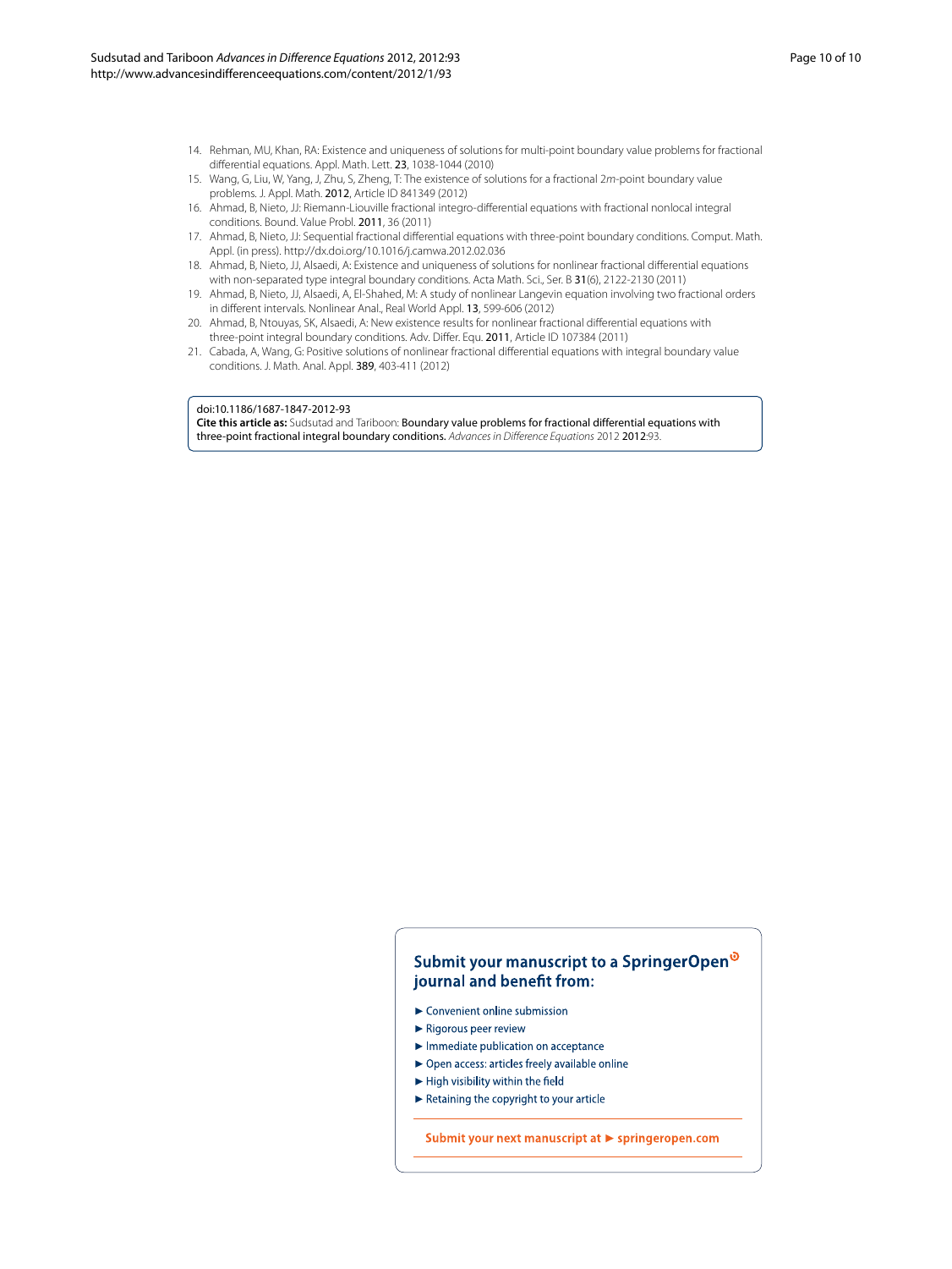14. Rehman, MU, Khan, RA: Existence and uniqueness of solutions for multi-point boundary value problems for fractional differential equations. Appl. Math. Lett. **23**, 1038-1044 (2010)
15. Wang, G, Liu, W, Yang, J, Zhu, S, Zheng, T: The existence of solutions for a fractional 2*m*-point boundary value problems. J. Appl. Math. **2012**, Article ID 841349 (2012)
16. Ahmad, B, Nieto, JJ: Riemann-Liouville fractional integro-differential equations with fractional nonlocal integral conditions. Bound. Value Probl. **2011**, 36 (2011)
17. Ahmad, B, Nieto, JJ: Sequential fractional differential equations with three-point boundary conditions. Comput. Math. Appl. (in press). http://dx.doi.org/10.1016/j.camwa.2012.02.036
18. Ahmad, B, Nieto, JJ, Alsaedi, A: Existence and uniqueness of solutions for nonlinear fractional differential equations with non-separated type integral boundary conditions. Acta Math. Sci., Ser. B **31**(6), 2122-2130 (2011)
19. Ahmad, B, Nieto, JJ, Alsaedi, A, El-Shahed, M: A study of nonlinear Langevin equation involving two fractional orders in different intervals. Nonlinear Anal., Real World Appl. **13**, 599-606 (2012)
20. Ahmad, B, Ntouyas, SK, Alsaedi, A: New existence results for nonlinear fractional differential equations with three-point integral boundary conditions. Adv. Differ. Equ. **2011**, Article ID 107384 (2011)
21. Cabada, A, Wang, G: Positive solutions of nonlinear fractional differential equations with integral boundary value conditions. J. Math. Anal. Appl. **389**, 403-411 (2012)

doi:10.1186/1687-1847-2012-93
**Cite this article as:** Sudsutad and Tariboon: **Boundary value problems for fractional differential equations with three-point fractional integral boundary conditions.** *Advances in Difference Equations* 2012 **2012**:93.

**Submit your manuscript to a SpringerOpen journal and benefit from:**

- ► Convenient online submission
- ► Rigorous peer review
- ► Immediate publication on acceptance
- ► Open access: articles freely available online
- ► High visibility within the field
- ► Retaining the copyright to your article

**Submit your next manuscript at ► springeropen.com**